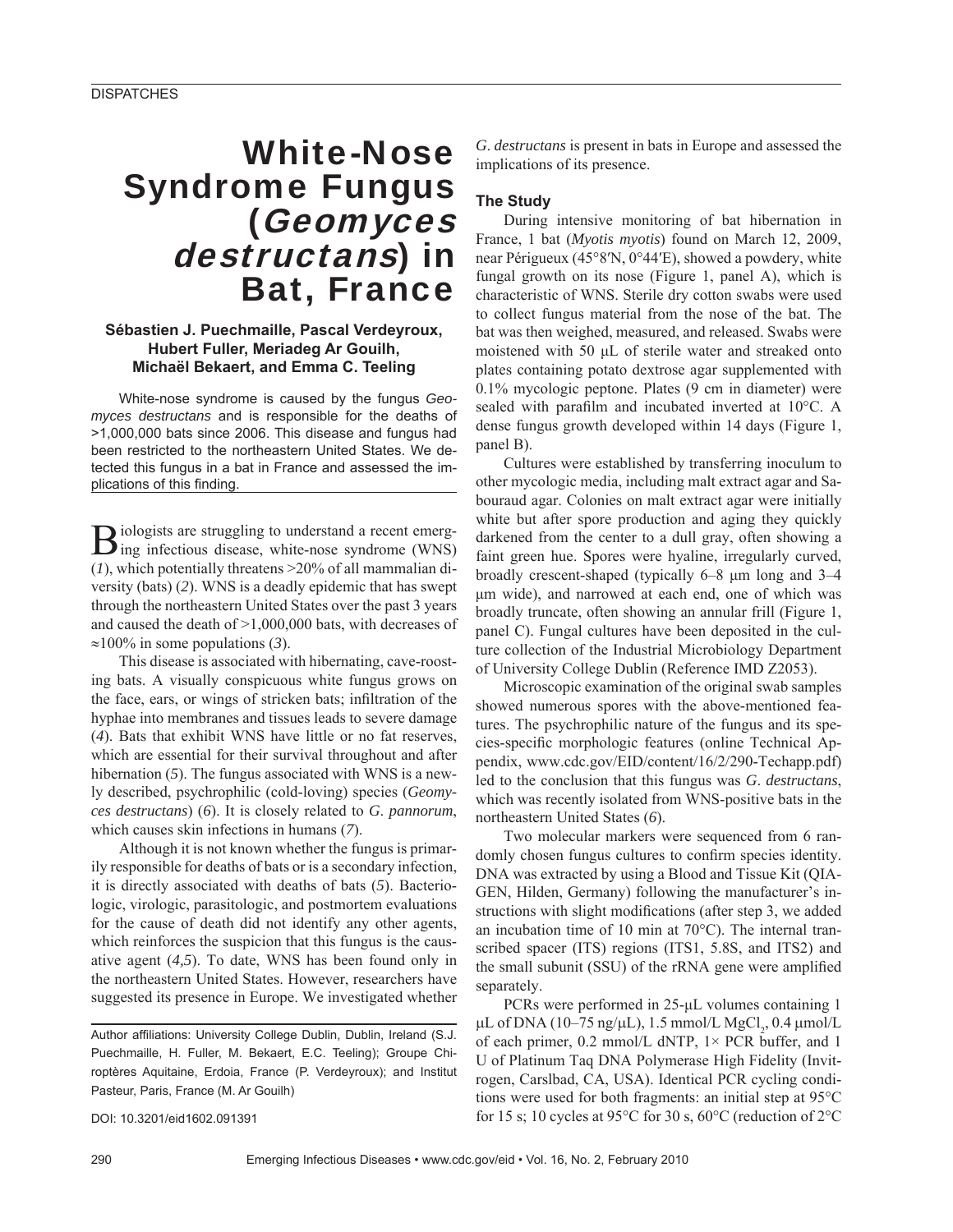# White-Nose Syndrome Fungus (*Geomyces destructans*) in Bat, France

**Sébastien J. Puechmaille, Pascal Verdeyroux, Hubert Fuller, Meriadeg Ar Gouilh, Michaël Bekaert, and Emma C. Teeling**

White-nose syndrome is caused by the fungus *Geomyces destructans* and is responsible for the deaths of >1,000,000 bats since 2006. This disease and fungus had been restricted to the northeastern United States. We detected this fungus in a bat in France and assessed the implications of this finding.

Biologists are struggling to understand a recent emerging infectious disease, white-nose syndrome (WNS) (*1*), which potentially threatens >20% of all mammalian diversity (bats) (*2*). WNS is a deadly epidemic that has swept through the northeastern United States over the past 3 years and caused the death of >1,000,000 bats, with decreases of ≈100% in some populations (*3*).

This disease is associated with hibernating, cave-roosting bats. A visually conspicuous white fungus grows on the face, ears, or wings of stricken bats; infiltration of the hyphae into membranes and tissues leads to severe damage (*4*). Bats that exhibit WNS have little or no fat reserves, which are essential for their survival throughout and after hibernation (*5*). The fungus associated with WNS is a newly described, psychrophilic (cold-loving) species (*Geomyces destructans*) (*6*). It is closely related to *G. pannorum*, which causes skin infections in humans (*7*).

Although it is not known whether the fungus is primarily responsible for deaths of bats or is a secondary infection, it is directly associated with deaths of bats (*5*). Bacteriologic, virologic, parasitologic, and postmortem evaluations for the cause of death did not identify any other agents, which reinforces the suspicion that this fungus is the causative agent (*4,5*). To date, WNS has been found only in the northeastern United States. However, researchers have suggested its presence in Europe. We investigated whether *G. destructans* is present in bats in Europe and assessed the implications of its presence.

Author affiliations: University College Dublin, Dublin, Ireland (S.J. Puechmaille, H. Fuller, M. Bekaert, E.C. Teeling); Groupe Chiroptères Aquitaine, Erdoia, France (P. Verdeyroux); and Institut Pasteur, Paris, France (M. Ar Gouilh)

DOI: 10.3201/eid1602.091391

## The Study

During intensive monitoring of bat hibernation in France, 1 bat (*Myotis myotis*) found on March 12, 2009, near Périgueux (45°8′N, 0°44′E), showed a powdery, white fungal growth on its nose (Figure 1, panel A), which is characteristic of WNS. Sterile dry cotton swabs were used to collect fungus material from the nose of the bat. The bat was then weighed, measured, and released. Swabs were moistened with 50 µL of sterile water and streaked onto plates containing potato dextrose agar supplemented with 0.1% mycologic peptone. Plates (9 cm in diameter) were sealed with parafilm and incubated inverted at 10°C. A dense fungus growth developed within 14 days (Figure 1, panel B).

Cultures were established by transferring inoculum to other mycologic media, including malt extract agar and Sabouraud agar. Colonies on malt extract agar were initially white but after spore production and aging they quickly darkened from the center to a dull gray, often showing a faint green hue. Spores were hyaline, irregularly curved, broadly crescent-shaped (typically 6–8 µm long and 3–4 µm wide), and narrowed at each end, one of which was broadly truncate, often showing an annular frill (Figure 1, panel C). Fungal cultures have been deposited in the culture collection of the Industrial Microbiology Department of University College Dublin (Reference IMD Z2053).

Microscopic examination of the original swab samples showed numerous spores with the above-mentioned features. The psychrophilic nature of the fungus and its species-specific morphologic features (online Technical Appendix, www.cdc.gov/EID/content/16/2/290-Techapp.pdf) led to the conclusion that this fungus was *G. destructans*, which was recently isolated from WNS-positive bats in the northeastern United States (*6*).

Two molecular markers were sequenced from 6 randomly chosen fungus cultures to confirm species identity. DNA was extracted by using a Blood and Tissue Kit (QIAGEN, Hilden, Germany) following the manufacturer's instructions with slight modifications (after step 3, we added an incubation time of 10 min at 70°C). The internal transcribed spacer (ITS) regions (ITS1, 5.8S, and ITS2) and the small subunit (SSU) of the rRNA gene were amplified separately.

PCRs were performed in 25-µL volumes containing 1 µL of DNA (10–75 ng/µL), 1.5 mmol/L $MgCl_2$, 0.4 µmol/L of each primer, 0.2 mmol/L dNTP, 1× PCR buffer, and 1 U of Platinum Taq DNA Polymerase High Fidelity (Invitrogen, Carslbad, CA, USA). Identical PCR cycling conditions were used for both fragments: an initial step at 95°C for 15 s; 10 cycles at 95°C for 30 s, 60°C (reduction of 2°C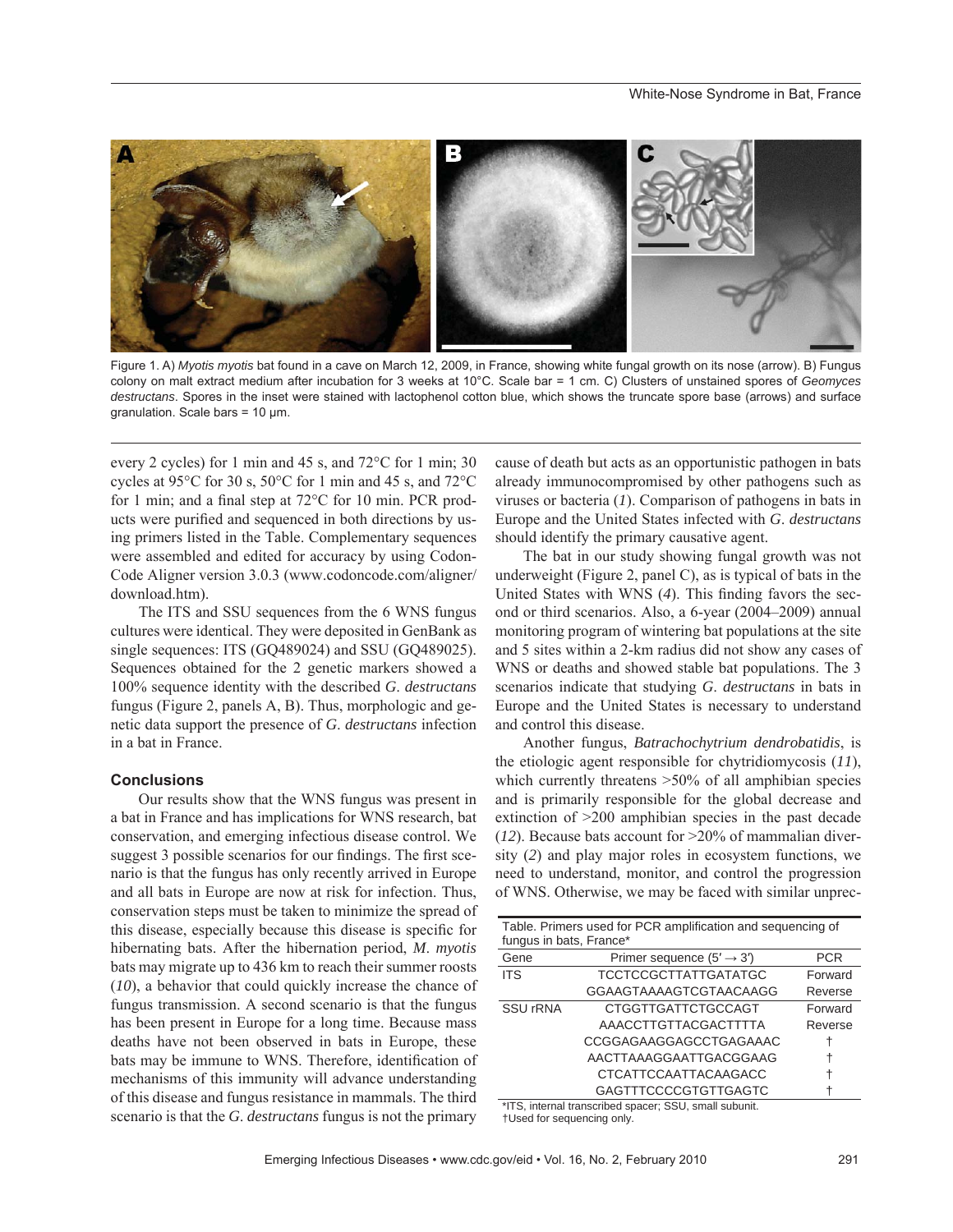Figure 1. A) *Myotis myotis* bat found in a cave on March 12, 2009, in France, showing white fungal growth on its nose (arrow). B) Fungus colony on malt extract medium after incubation for 3 weeks at 10°C. Scale bar = 1 cm. C) Clusters of unstained spores of *Geomyces destructans*. Spores in the inset were stained with lactophenol cotton blue, which shows the truncate spore base (arrows) and surface granulation. Scale bars = 10 µm.

every 2 cycles) for 1 min and 45 s, and 72°C for 1 min; 30 cycles at 95°C for 30 s, 50°C for 1 min and 45 s, and 72°C for 1 min; and a final step at 72°C for 10 min. PCR products were purified and sequenced in both directions by using primers listed in the Table. Complementary sequences were assembled and edited for accuracy by using CodonCode Aligner version 3.0.3 (www.codoncode.com/aligner/download.htm).

The ITS and SSU sequences from the 6 WNS fungus cultures were identical. They were deposited in GenBank as single sequences: ITS (GQ489024) and SSU (GQ489025). Sequences obtained for the 2 genetic markers showed a 100% sequence identity with the described *G. destructans* fungus (Figure 2, panels A, B). Thus, morphologic and genetic data support the presence of *G. destructans* infection in a bat in France.

## Conclusions

Our results show that the WNS fungus was present in a bat in France and has implications for WNS research, bat conservation, and emerging infectious disease control. We suggest 3 possible scenarios for our findings. The first scenario is that the fungus has only recently arrived in Europe and all bats in Europe are now at risk for infection. Thus, conservation steps must be taken to minimize the spread of this disease, especially because this disease is specific for hibernating bats. After the hibernation period, *M. myotis* bats may migrate up to 436 km to reach their summer roosts (*10*), a behavior that could quickly increase the chance of fungus transmission. A second scenario is that the fungus has been present in Europe for a long time. Because mass deaths have not been observed in bats in Europe, these bats may be immune to WNS. Therefore, identification of mechanisms of this immunity will advance understanding of this disease and fungus resistance in mammals. The third scenario is that the *G. destructans* fungus is not the primary cause of death but acts as an opportunistic pathogen in bats already immunocompromised by other pathogens such as viruses or bacteria (*1*). Comparison of pathogens in bats in Europe and the United States infected with *G. destructans* should identify the primary causative agent.

The bat in our study showing fungal growth was not underweight (Figure 2, panel C), as is typical of bats in the United States with WNS (*4*). This finding favors the second or third scenarios. Also, a 6-year (2004–2009) annual monitoring program of wintering bat populations at the site and 5 sites within a 2-km radius did not show any cases of WNS or deaths and showed stable bat populations. The 3 scenarios indicate that studying *G. destructans* in bats in Europe and the United States is necessary to understand and control this disease.

Another fungus, *Batrachochytrium dendrobatidis*, is the etiologic agent responsible for chytridiomycosis (*11*), which currently threatens >50% of all amphibian species and is primarily responsible for the global decrease and extinction of >200 amphibian species in the past decade (*12*). Because bats account for >20% of mammalian diversity (*2*) and play major roles in ecosystem functions, we need to understand, monitor, and control the progression of WNS. Otherwise, we may be faced with similar unprec-

Table. Primers used for PCR amplification and sequencing of fungus in bats, France*

| Gene | Primer sequence (5′ → 3′) | PCR |
|---|---|---|
| ITS | TCCTCCGCTTATTGATATGC | Forward |
| | GGAAGTAAAAGTCGTAACAAGG | Reverse |
| SSU rRNA | CTGGTTGATTCTGCCAGT | Forward |
| | AAACCTTGTTACGACTTTTA | Reverse |
| | CCGGAGAAGGAGCCTGAGAAAC | † |
| | AACTTAAAGGAATTGACGGAAG | † |
| | CTCATTCCAATTACAAGACC | † |
| | GAGTTTCCCCGTGTTGAGTC | † |

*ITS, internal transcribed spacer; SSU, small subunit.
†Used for sequencing only.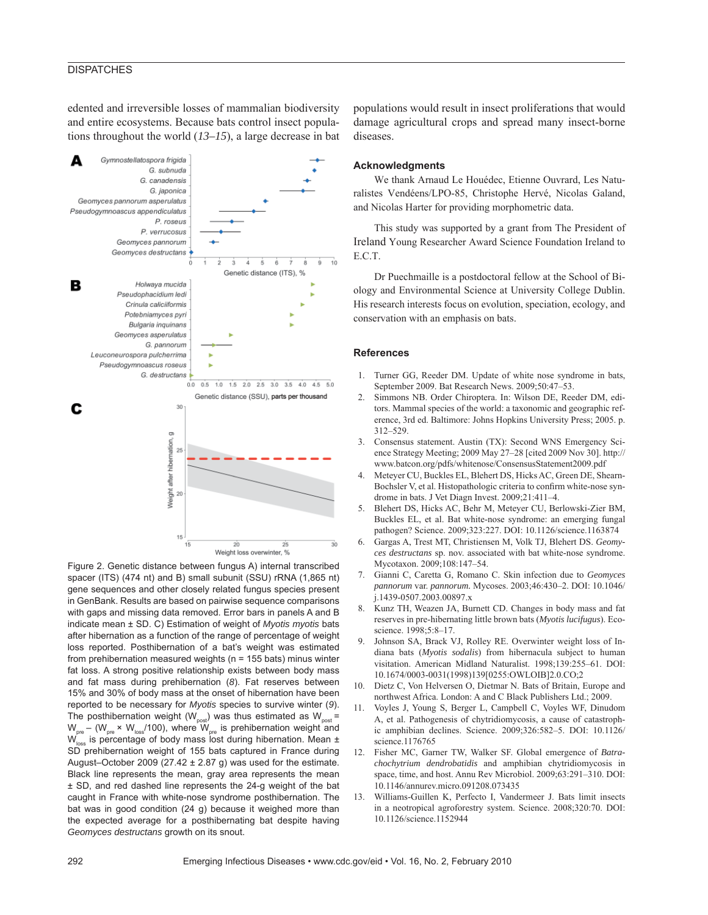edented and irreversible losses of mammalian biodiversity and entire ecosystems. Because bats control insect populations throughout the world (*13–15*), a large decrease in bat populations would result in insect proliferations that would damage agricultural crops and spread many insect-borne diseases.

Figure 2. Genetic distance between fungus A) internal transcribed spacer (ITS) (474 nt) and B) small subunit (SSU) rRNA (1,865 nt) gene sequences and other closely related fungus species present in GenBank. Results are based on pairwise sequence comparisons with gaps and missing data removed. Error bars in panels A and B indicate mean ± SD. C) Estimation of weight of *Myotis myotis* bats after hibernation as a function of the range of percentage of weight loss reported. Posthibernation of a bat's weight was estimated from prehibernation measured weights (n = 155 bats) minus winter fat loss. A strong positive relationship exists between body mass and fat mass during prehibernation (*8*). Fat reserves between 15% and 30% of body mass at the onset of hibernation have been reported to be necessary for *Myotis* species to survive winter (*9*). The posthibernation weight ($W_{post}$) was thus estimated as $W_{post} = W_{pre} - (W_{pre} \times W_{loss}/100)$, where $W_{pre}$ is prehibernation weight and $W_{loss}$ is percentage of body mass lost during hibernation. Mean ± SD prehibernation weight of 155 bats captured in France during August–October 2009 (27.42 ± 2.87 g) was used for the estimate. Black line represents the mean, gray area represents the mean ± SD, and red dashed line represents the 24-g weight of the bat caught in France with white-nose syndrome posthibernation. The bat was in good condition (24 g) because it weighed more than the expected average for a posthibernating bat despite having *Geomyces destructans* growth on its snout.

## Acknowledgments

We thank Arnaud Le Houédec, Etienne Ouvrard, Les Naturalistes Vendéens/LPO-85, Christophe Hervé, Nicolas Galand, and Nicolas Harter for providing morphometric data.

This study was supported by a grant from The President of Ireland Young Researcher Award Science Foundation Ireland to E.C.T.

Dr Puechmaille is a postdoctoral fellow at the School of Biology and Environmental Science at University College Dublin. His research interests focus on evolution, speciation, ecology, and conservation with an emphasis on bats.

## References

1. Turner GG, Reeder DM. Update of white nose syndrome in bats, September 2009. Bat Research News. 2009;50:47–53.
2. Simmons NB. Order Chiroptera. In: Wilson DE, Reeder DM, editors. Mammal species of the world: a taxonomic and geographic reference, 3rd ed. Baltimore: Johns Hopkins University Press; 2005. p. 312–529.
3. Consensus statement. Austin (TX): Second WNS Emergency Science Strategy Meeting; 2009 May 27–28 [cited 2009 Nov 30]. http://www.batcon.org/pdfs/whitenose/ConsensusStatement2009.pdf
4. Meteyer CU, Buckles EL, Blehert DS, Hicks AC, Green DE, Shearn-Bochsler V, et al. Histopathologic criteria to confirm white-nose syndrome in bats. J Vet Diagn Invest. 2009;21:411–4.
5. Blehert DS, Hicks AC, Behr M, Meteyer CU, Berlowski-Zier BM, Buckles EL, et al. Bat white-nose syndrome: an emerging fungal pathogen? Science. 2009;323:227. DOI: 10.1126/science.1163874
6. Gargas A, Trest MT, Christiensen M, Volk TJ, Blehert DS. *Geomyces destructans* sp. nov. associated with bat white-nose syndrome. Mycotaxon. 2009;108:147–54.
7. Gianni C, Caretta G, Romano C. Skin infection due to *Geomyces pannorum* var. *pannorum*. Mycoses. 2003;46:430–2. DOI: 10.1046/j.1439-0507.2003.00897.x
8. Kunz TH, Weazen JA, Burnett CD. Changes in body mass and fat reserves in pre-hibernating little brown bats (*Myotis lucifugus*). Ecoscience. 1998;5:8–17.
9. Johnson SA, Brack VJ, Rolley RE. Overwinter weight loss of Indiana bats (*Myotis sodalis*) from hibernacula subject to human visitation. American Midland Naturalist. 1998;139:255–61. DOI: 10.1674/0003-0031(1998)139[0255:OWLOIB]2.0.CO;2
10. Dietz C, Von Helversen O, Dietmar N. Bats of Britain, Europe and northwest Africa. London: A and C Black Publishers Ltd.; 2009.
11. Voyles J, Young S, Berger L, Campbell C, Voyles WF, Dinudom A, et al. Pathogenesis of chytridiomycosis, a cause of catastrophic amphibian declines. Science. 2009;326:582–5. DOI: 10.1126/science.1176765
12. Fisher MC, Garner TW, Walker SF. Global emergence of *Batrachochytrium dendrobatidis* and amphibian chytridiomycosis in space, time, and host. Annu Rev Microbiol. 2009;63:291–310. DOI: 10.1146/annurev.micro.091208.073435
13. Williams-Guillen K, Perfecto I, Vandermeer J. Bats limit insects in a neotropical agroforestry system. Science. 2008;320:70. DOI: 10.1126/science.1152944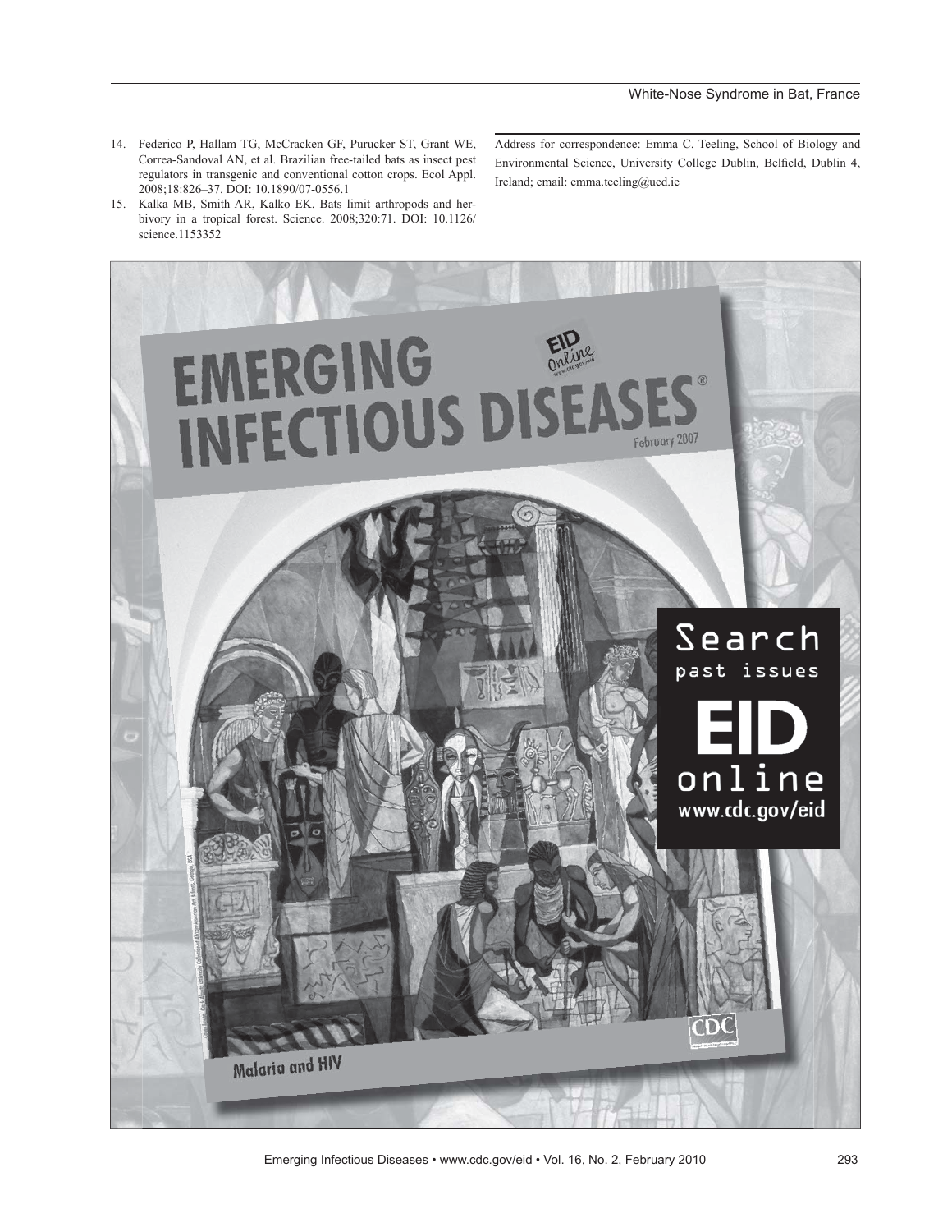14. Federico P, Hallam TG, McCracken GF, Purucker ST, Grant WE, Correa-Sandoval AN, et al. Brazilian free-tailed bats as insect pest regulators in transgenic and conventional cotton crops. Ecol Appl. 2008;18:826–37. DOI: 10.1890/07-0556.1
15. Kalka MB, Smith AR, Kalko EK. Bats limit arthropods and herbivory in a tropical forest. Science. 2008;320:71. DOI: 10.1126/science.1153352

Address for correspondence: Emma C. Teeling, School of Biology and Environmental Science, University College Dublin, Belfield, Dublin 4, Ireland; email: emma.teeling@ucd.ie

EMERGING INFECTIOUS DISEASES®

February 2007

Malaria and HIV

Search past issues

EID online

www.cdc.gov/eid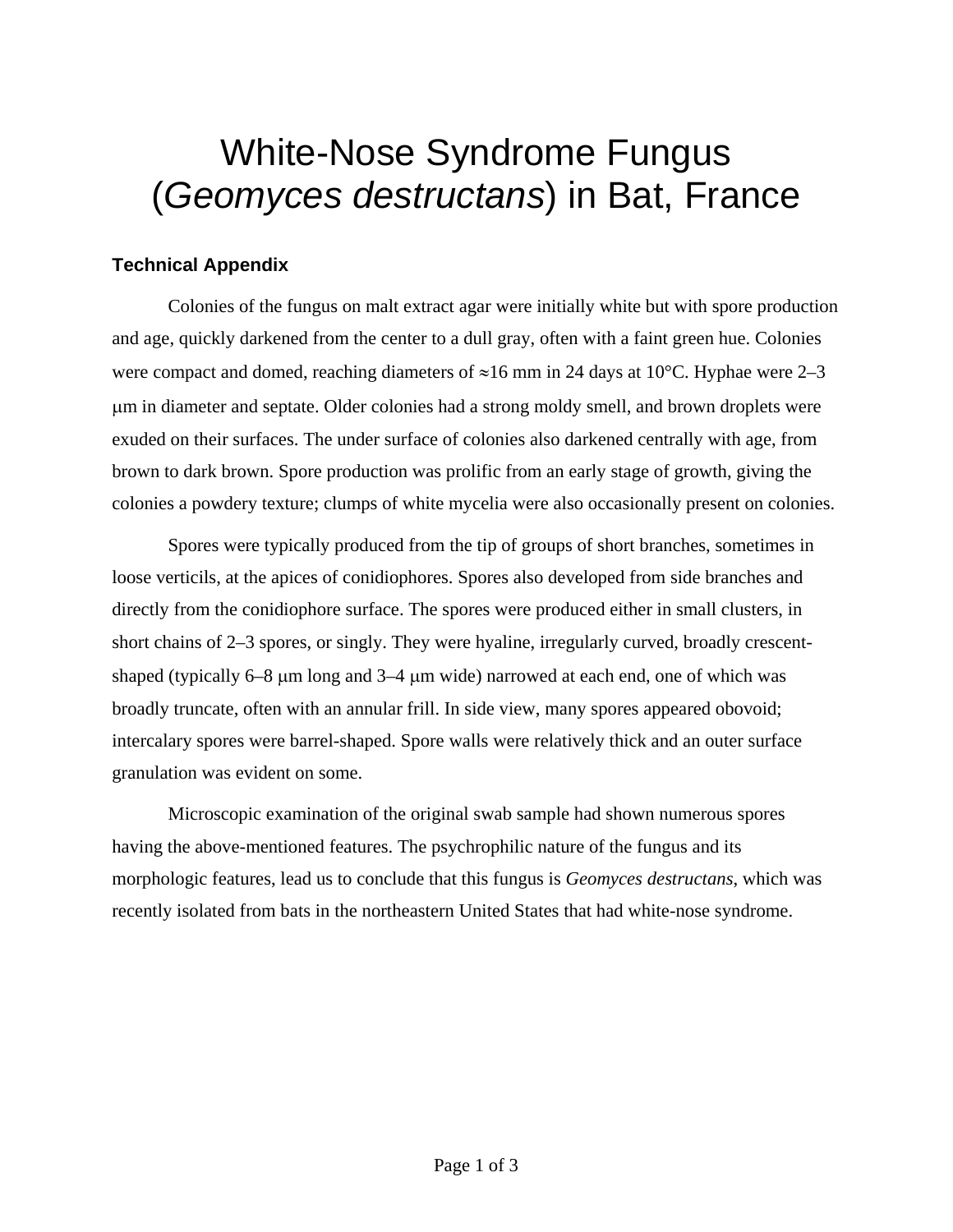# White-Nose Syndrome Fungus (*Geomyces destructans*) in Bat, France

### Technical Appendix

Colonies of the fungus on malt extract agar were initially white but with spore production and age, quickly darkened from the center to a dull gray, often with a faint green hue. Colonies were compact and domed, reaching diameters of ≈16 mm in 24 days at 10°C. Hyphae were 2–3 μm in diameter and septate. Older colonies had a strong moldy smell, and brown droplets were exuded on their surfaces. The under surface of colonies also darkened centrally with age, from brown to dark brown. Spore production was prolific from an early stage of growth, giving the colonies a powdery texture; clumps of white mycelia were also occasionally present on colonies.

Spores were typically produced from the tip of groups of short branches, sometimes in loose verticils, at the apices of conidiophores. Spores also developed from side branches and directly from the conidiophore surface. The spores were produced either in small clusters, in short chains of 2–3 spores, or singly. They were hyaline, irregularly curved, broadly crescent-shaped (typically 6–8 μm long and 3–4 μm wide) narrowed at each end, one of which was broadly truncate, often with an annular frill. In side view, many spores appeared obovoid; intercalary spores were barrel-shaped. Spore walls were relatively thick and an outer surface granulation was evident on some.

Microscopic examination of the original swab sample had shown numerous spores having the above-mentioned features. The psychrophilic nature of the fungus and its morphologic features, lead us to conclude that this fungus is *Geomyces destructans*, which was recently isolated from bats in the northeastern United States that had white-nose syndrome.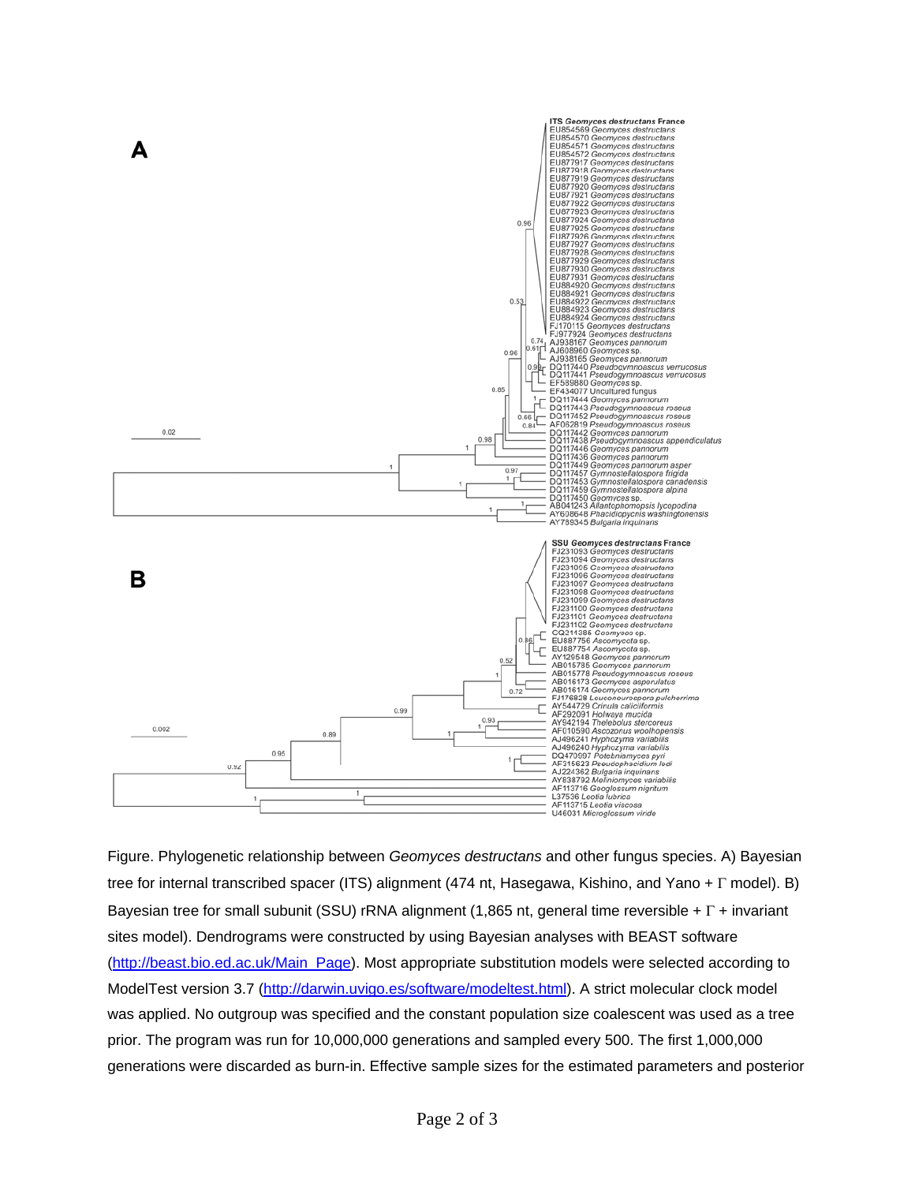Figure. Phylogenetic relationship between *Geomyces destructans* and other fungus species. A) Bayesian tree for internal transcribed spacer (ITS) alignment (474 nt, Hasegawa, Kishino, and Yano + Γ model). B) Bayesian tree for small subunit (SSU) rRNA alignment (1,865 nt, general time reversible + Γ + invariant sites model). Dendrograms were constructed by using Bayesian analyses with BEAST software (http://beast.bio.ed.ac.uk/Main_Page). Most appropriate substitution models were selected according to ModelTest version 3.7 (http://darwin.uvigo.es/software/modeltest.html). A strict molecular clock model was applied. No outgroup was specified and the constant population size coalescent was used as a tree prior. The program was run for 10,000,000 generations and sampled every 500. The first 1,000,000 generations were discarded as burn-in. Effective sample sizes for the estimated parameters and posterior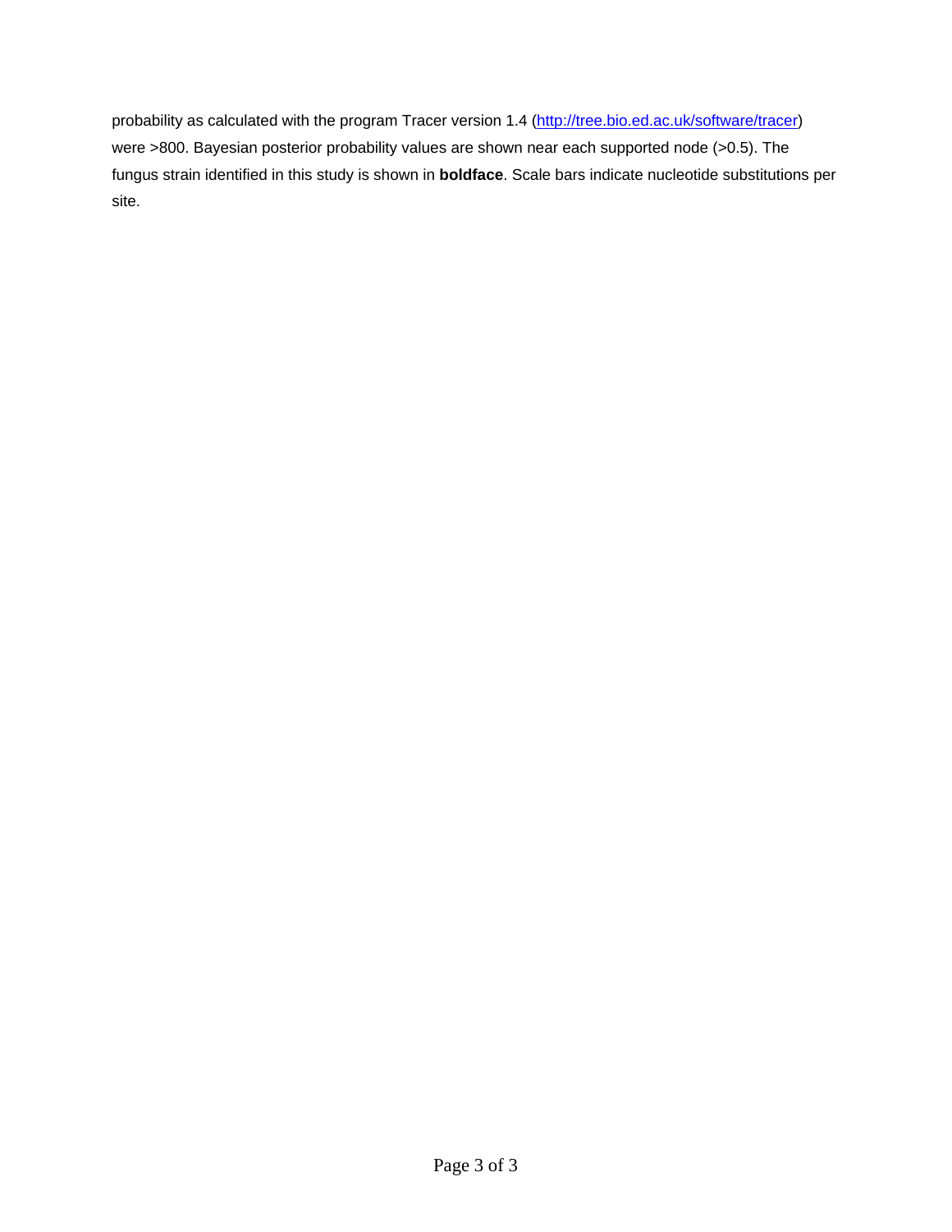probability as calculated with the program Tracer version 1.4 (http://tree.bio.ed.ac.uk/software/tracer) were >800. Bayesian posterior probability values are shown near each supported node (>0.5). The fungus strain identified in this study is shown in **boldface**. Scale bars indicate nucleotide substitutions per site.